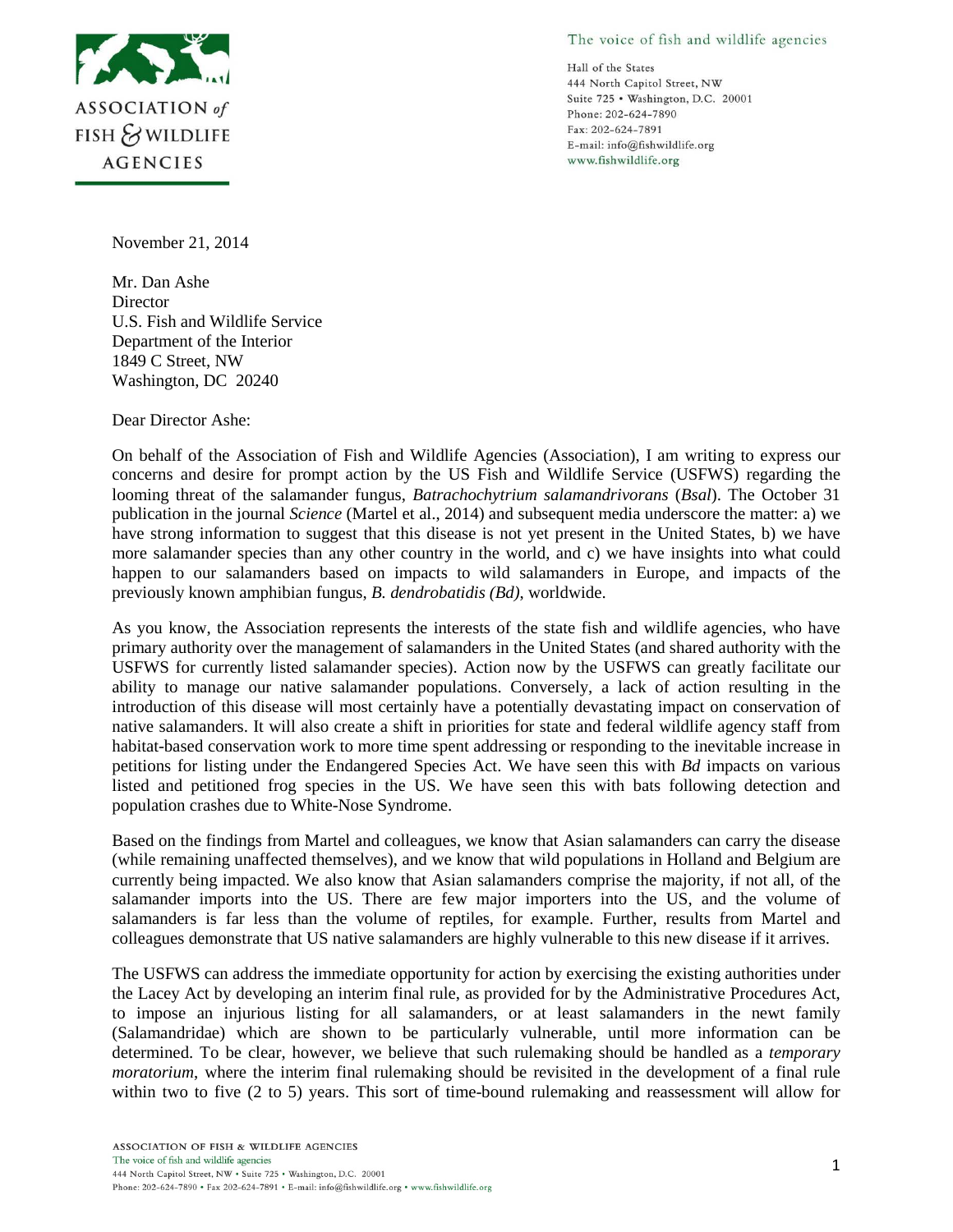**ASSOCIATION *of* FISH & WILDLIFE AGENCIES**

The voice of fish and wildlife agencies

Hall of the States
444 North Capitol Street, NW
Suite 725 • Washington, D.C. 20001
Phone: 202-624-7890
Fax: 202-624-7891
E-mail: info@fishwildlife.org
www.fishwildlife.org

November 21, 2014

Mr. Dan Ashe
Director
U.S. Fish and Wildlife Service
Department of the Interior
1849 C Street, NW
Washington, DC 20240

Dear Director Ashe:

On behalf of the Association of Fish and Wildlife Agencies (Association), I am writing to express our concerns and desire for prompt action by the US Fish and Wildlife Service (USFWS) regarding the looming threat of the salamander fungus, *Batrachochytrium salamandrivorans* (*Bsal*). The October 31 publication in the journal *Science* (Martel et al., 2014) and subsequent media underscore the matter: a) we have strong information to suggest that this disease is not yet present in the United States, b) we have more salamander species than any other country in the world, and c) we have insights into what could happen to our salamanders based on impacts to wild salamanders in Europe, and impacts of the previously known amphibian fungus, *B. dendrobatidis (Bd)*, worldwide.

As you know, the Association represents the interests of the state fish and wildlife agencies, who have primary authority over the management of salamanders in the United States (and shared authority with the USFWS for currently listed salamander species). Action now by the USFWS can greatly facilitate our ability to manage our native salamander populations. Conversely, a lack of action resulting in the introduction of this disease will most certainly have a potentially devastating impact on conservation of native salamanders. It will also create a shift in priorities for state and federal wildlife agency staff from habitat-based conservation work to more time spent addressing or responding to the inevitable increase in petitions for listing under the Endangered Species Act. We have seen this with *Bd* impacts on various listed and petitioned frog species in the US. We have seen this with bats following detection and population crashes due to White-Nose Syndrome.

Based on the findings from Martel and colleagues, we know that Asian salamanders can carry the disease (while remaining unaffected themselves), and we know that wild populations in Holland and Belgium are currently being impacted. We also know that Asian salamanders comprise the majority, if not all, of the salamander imports into the US. There are few major importers into the US, and the volume of salamanders is far less than the volume of reptiles, for example. Further, results from Martel and colleagues demonstrate that US native salamanders are highly vulnerable to this new disease if it arrives.

The USFWS can address the immediate opportunity for action by exercising the existing authorities under the Lacey Act by developing an interim final rule, as provided for by the Administrative Procedures Act, to impose an injurious listing for all salamanders, or at least salamanders in the newt family (Salamandridae) which are shown to be particularly vulnerable, until more information can be determined. To be clear, however, we believe that such rulemaking should be handled as a *temporary moratorium*, where the interim final rulemaking should be revisited in the development of a final rule within two to five (2 to 5) years. This sort of time-bound rulemaking and reassessment will allow for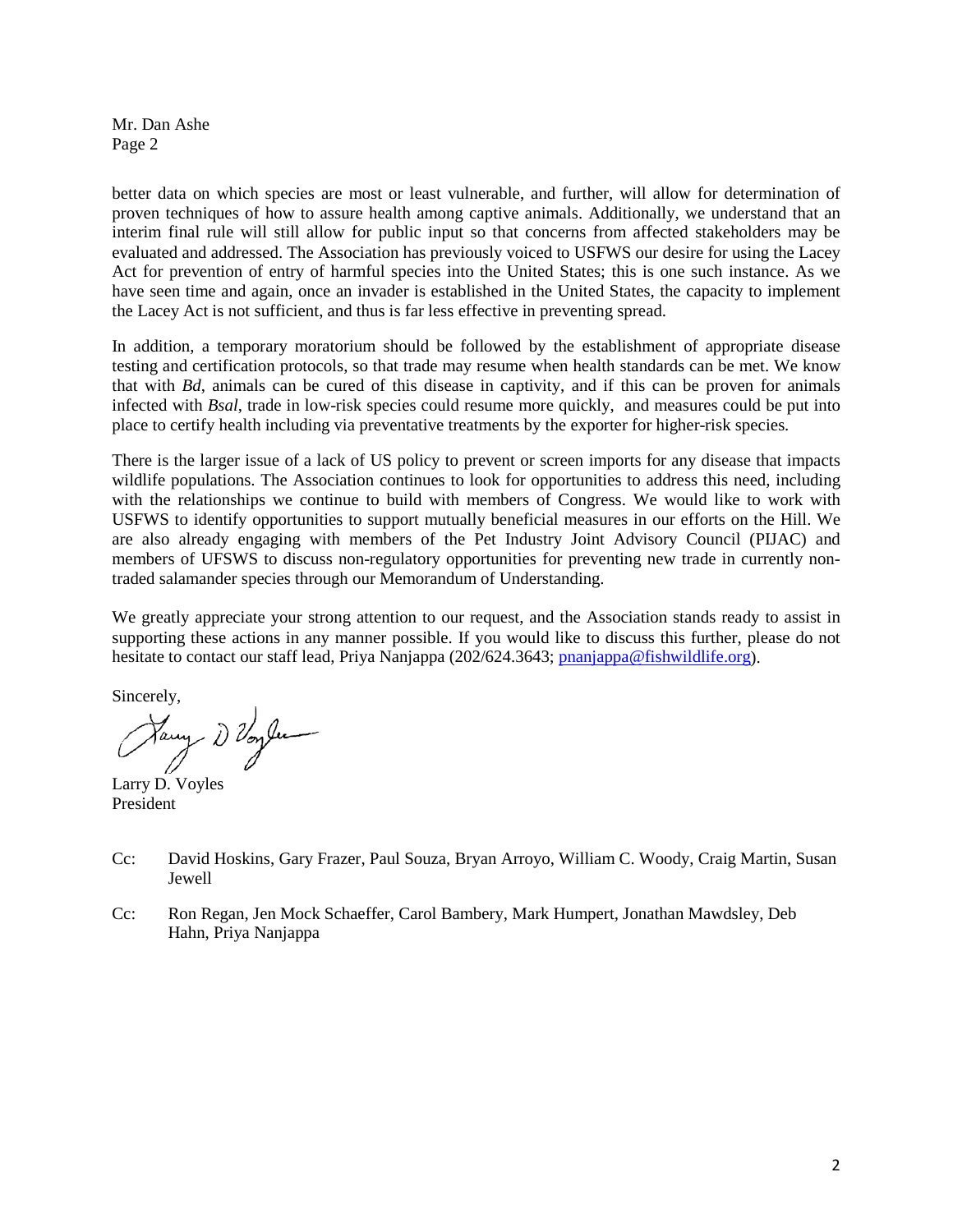Mr. Dan Ashe
Page 2

better data on which species are most or least vulnerable, and further, will allow for determination of proven techniques of how to assure health among captive animals. Additionally, we understand that an interim final rule will still allow for public input so that concerns from affected stakeholders may be evaluated and addressed. The Association has previously voiced to USFWS our desire for using the Lacey Act for prevention of entry of harmful species into the United States; this is one such instance. As we have seen time and again, once an invader is established in the United States, the capacity to implement the Lacey Act is not sufficient, and thus is far less effective in preventing spread.

In addition, a temporary moratorium should be followed by the establishment of appropriate disease testing and certification protocols, so that trade may resume when health standards can be met. We know that with *Bd*, animals can be cured of this disease in captivity, and if this can be proven for animals infected with *Bsal*, trade in low-risk species could resume more quickly, and measures could be put into place to certify health including via preventative treatments by the exporter for higher-risk species.

There is the larger issue of a lack of US policy to prevent or screen imports for any disease that impacts wildlife populations. The Association continues to look for opportunities to address this need, including with the relationships we continue to build with members of Congress. We would like to work with USFWS to identify opportunities to support mutually beneficial measures in our efforts on the Hill. We are also already engaging with members of the Pet Industry Joint Advisory Council (PIJAC) and members of UFSWS to discuss non-regulatory opportunities for preventing new trade in currently non-traded salamander species through our Memorandum of Understanding.

We greatly appreciate your strong attention to our request, and the Association stands ready to assist in supporting these actions in any manner possible. If you would like to discuss this further, please do not hesitate to contact our staff lead, Priya Nanjappa (202/624.3643; pnanjappa@fishwildlife.org).

Sincerely,

Larry D. Voyles
President

Cc: David Hoskins, Gary Frazer, Paul Souza, Bryan Arroyo, William C. Woody, Craig Martin, Susan Jewell

Cc: Ron Regan, Jen Mock Schaeffer, Carol Bambery, Mark Humpert, Jonathan Mawdsley, Deb Hahn, Priya Nanjappa